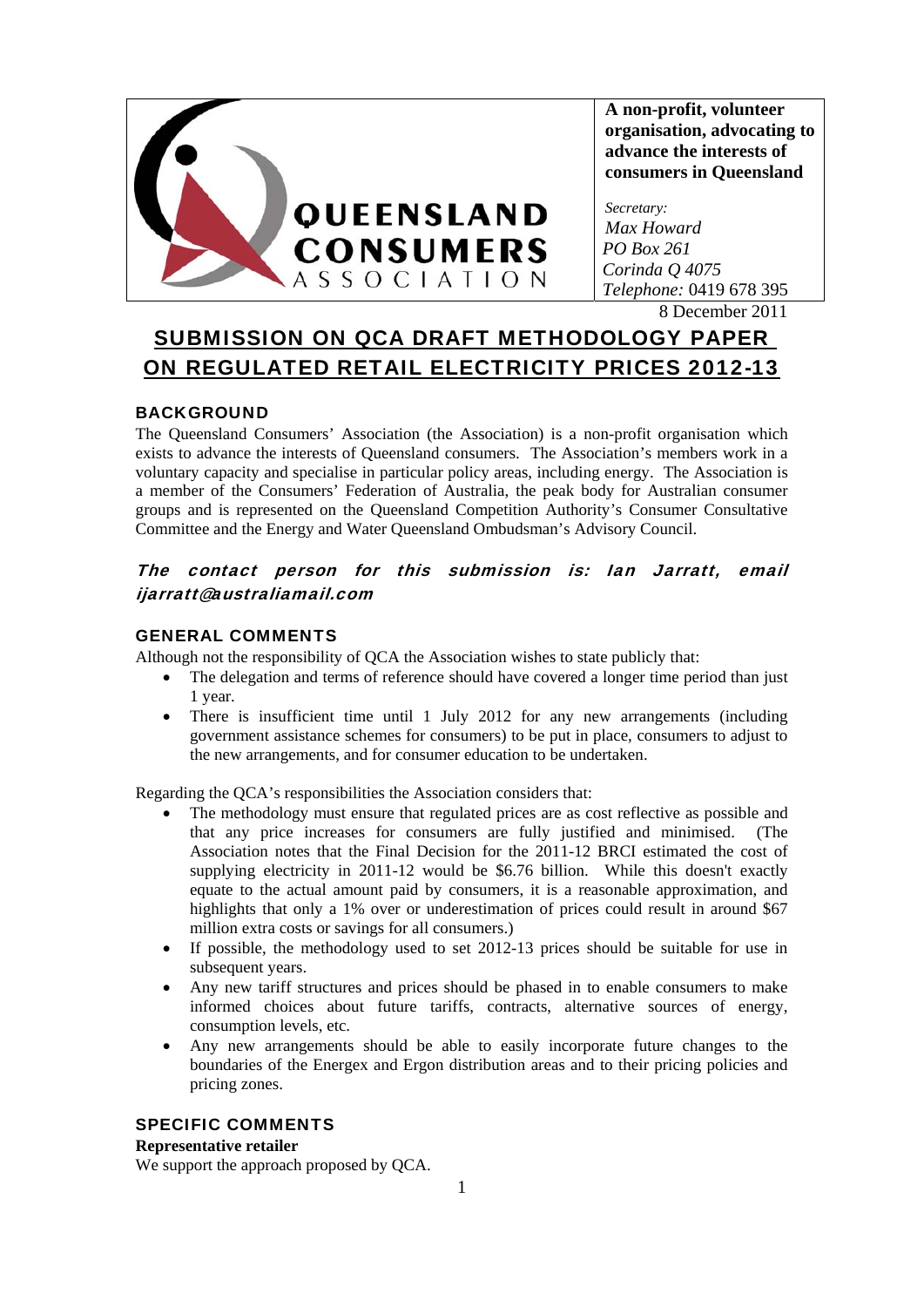**QUEENSLAND CONSUMERS ASSOCIATION**

**A non-profit, volunteer organisation, advocating to advance the interests of consumers in Queensland**

*Secretary:*
*Max Howard*
*PO Box 261*
*Corinda Q 4075*
*Telephone:* 0419 678 395

8 December 2011

# SUBMISSION ON QCA DRAFT METHODOLOGY PAPER ON REGULATED RETAIL ELECTRICITY PRICES 2012-13

## BACKGROUND

The Queensland Consumers' Association (the Association) is a non-profit organisation which exists to advance the interests of Queensland consumers. The Association's members work in a voluntary capacity and specialise in particular policy areas, including energy. The Association is a member of the Consumers' Federation of Australia, the peak body for Australian consumer groups and is represented on the Queensland Competition Authority's Consumer Consultative Committee and the Energy and Water Queensland Ombudsman's Advisory Council.

***The contact person for this submission is: Ian Jarratt, email ijarratt@australiamail.com***

## GENERAL COMMENTS

Although not the responsibility of QCA the Association wishes to state publicly that:

- The delegation and terms of reference should have covered a longer time period than just 1 year.
- There is insufficient time until 1 July 2012 for any new arrangements (including government assistance schemes for consumers) to be put in place, consumers to adjust to the new arrangements, and for consumer education to be undertaken.

Regarding the QCA's responsibilities the Association considers that:

- The methodology must ensure that regulated prices are as cost reflective as possible and that any price increases for consumers are fully justified and minimised. (The Association notes that the Final Decision for the 2011-12 BRCI estimated the cost of supplying electricity in 2011-12 would be $6.76 billion. While this doesn't exactly equate to the actual amount paid by consumers, it is a reasonable approximation, and highlights that only a 1% over or underestimation of prices could result in around $67 million extra costs or savings for all consumers.)
- If possible, the methodology used to set 2012-13 prices should be suitable for use in subsequent years.
- Any new tariff structures and prices should be phased in to enable consumers to make informed choices about future tariffs, contracts, alternative sources of energy, consumption levels, etc.
- Any new arrangements should be able to easily incorporate future changes to the boundaries of the Energex and Ergon distribution areas and to their pricing policies and pricing zones.

## SPECIFIC COMMENTS

**Representative retailer**

We support the approach proposed by QCA.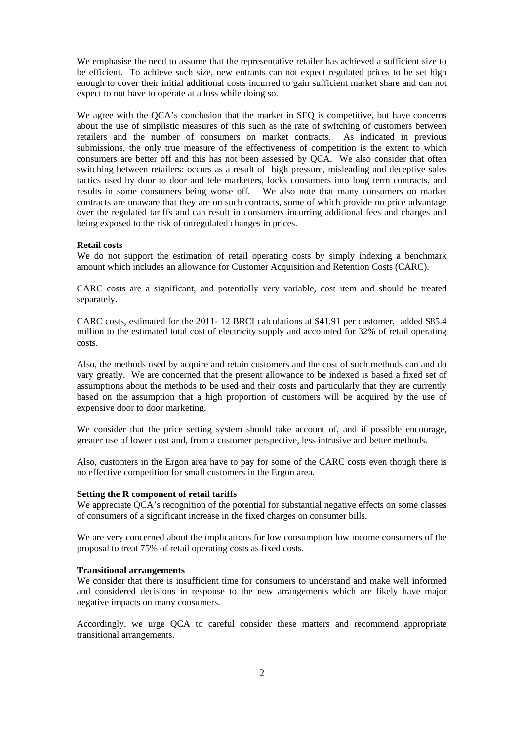We emphasise the need to assume that the representative retailer has achieved a sufficient size to be efficient. To achieve such size, new entrants can not expect regulated prices to be set high enough to cover their initial additional costs incurred to gain sufficient market share and can not expect to not have to operate at a loss while doing so.

We agree with the QCA's conclusion that the market in SEQ is competitive, but have concerns about the use of simplistic measures of this such as the rate of switching of customers between retailers and the number of consumers on market contracts. As indicated in previous submissions, the only true measure of the effectiveness of competition is the extent to which consumers are better off and this has not been assessed by QCA. We also consider that often switching between retailers: occurs as a result of high pressure, misleading and deceptive sales tactics used by door to door and tele marketers, locks consumers into long term contracts, and results in some consumers being worse off. We also note that many consumers on market contracts are unaware that they are on such contracts, some of which provide no price advantage over the regulated tariffs and can result in consumers incurring additional fees and charges and being exposed to the risk of unregulated changes in prices.

**Retail costs**

We do not support the estimation of retail operating costs by simply indexing a benchmark amount which includes an allowance for Customer Acquisition and Retention Costs (CARC).

CARC costs are a significant, and potentially very variable, cost item and should be treated separately.

CARC costs, estimated for the 2011- 12 BRCI calculations at $41.91 per customer, added $85.4 million to the estimated total cost of electricity supply and accounted for 32% of retail operating costs.

Also, the methods used by acquire and retain customers and the cost of such methods can and do vary greatly. We are concerned that the present allowance to be indexed is based a fixed set of assumptions about the methods to be used and their costs and particularly that they are currently based on the assumption that a high proportion of customers will be acquired by the use of expensive door to door marketing.

We consider that the price setting system should take account of, and if possible encourage, greater use of lower cost and, from a customer perspective, less intrusive and better methods.

Also, customers in the Ergon area have to pay for some of the CARC costs even though there is no effective competition for small customers in the Ergon area.

**Setting the R component of retail tariffs**

We appreciate QCA's recognition of the potential for substantial negative effects on some classes of consumers of a significant increase in the fixed charges on consumer bills.

We are very concerned about the implications for low consumption low income consumers of the proposal to treat 75% of retail operating costs as fixed costs.

**Transitional arrangements**

We consider that there is insufficient time for consumers to understand and make well informed and considered decisions in response to the new arrangements which are likely have major negative impacts on many consumers.

Accordingly, we urge QCA to careful consider these matters and recommend appropriate transitional arrangements.